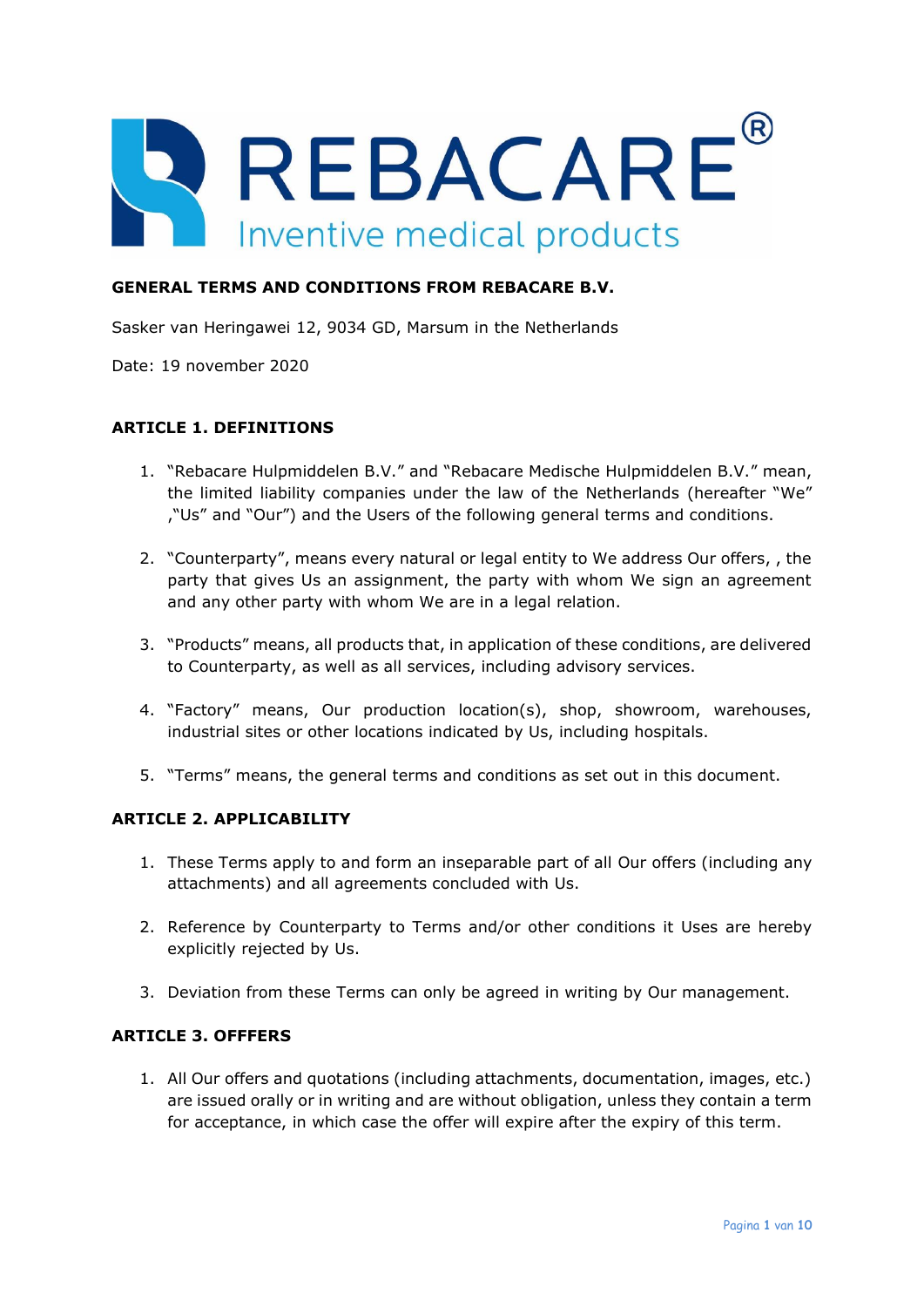# GENERAL TERMS AND CONDITIONS FROM REBACARE B.V.

Sasker van Heringawei 12, 9034 GD, Marsum in the Netherlands

Date: 19 november 2020

## ARTICLE 1. DEFINITIONS

1. "Rebacare Hulpmiddelen B.V." and "Rebacare Medische Hulpmiddelen B.V." mean, the limited liability companies under the law of the Netherlands (hereafter "We" ,"Us" and "Our") and the Users of the following general terms and conditions.
2. "Counterparty", means every natural or legal entity to We address Our offers, , the party that gives Us an assignment, the party with whom We sign an agreement and any other party with whom We are in a legal relation.
3. "Products" means, all products that, in application of these conditions, are delivered to Counterparty, as well as all services, including advisory services.
4. "Factory" means, Our production location(s), shop, showroom, warehouses, industrial sites or other locations indicated by Us, including hospitals.
5. "Terms" means, the general terms and conditions as set out in this document.

## ARTICLE 2. APPLICABILITY

1. These Terms apply to and form an inseparable part of all Our offers (including any attachments) and all agreements concluded with Us.
2. Reference by Counterparty to Terms and/or other conditions it Uses are hereby explicitly rejected by Us.
3. Deviation from these Terms can only be agreed in writing by Our management.

## ARTICLE 3. OFFERS

1. All Our offers and quotations (including attachments, documentation, images, etc.) are issued orally or in writing and are without obligation, unless they contain a term for acceptance, in which case the offer will expire after the expiry of this term.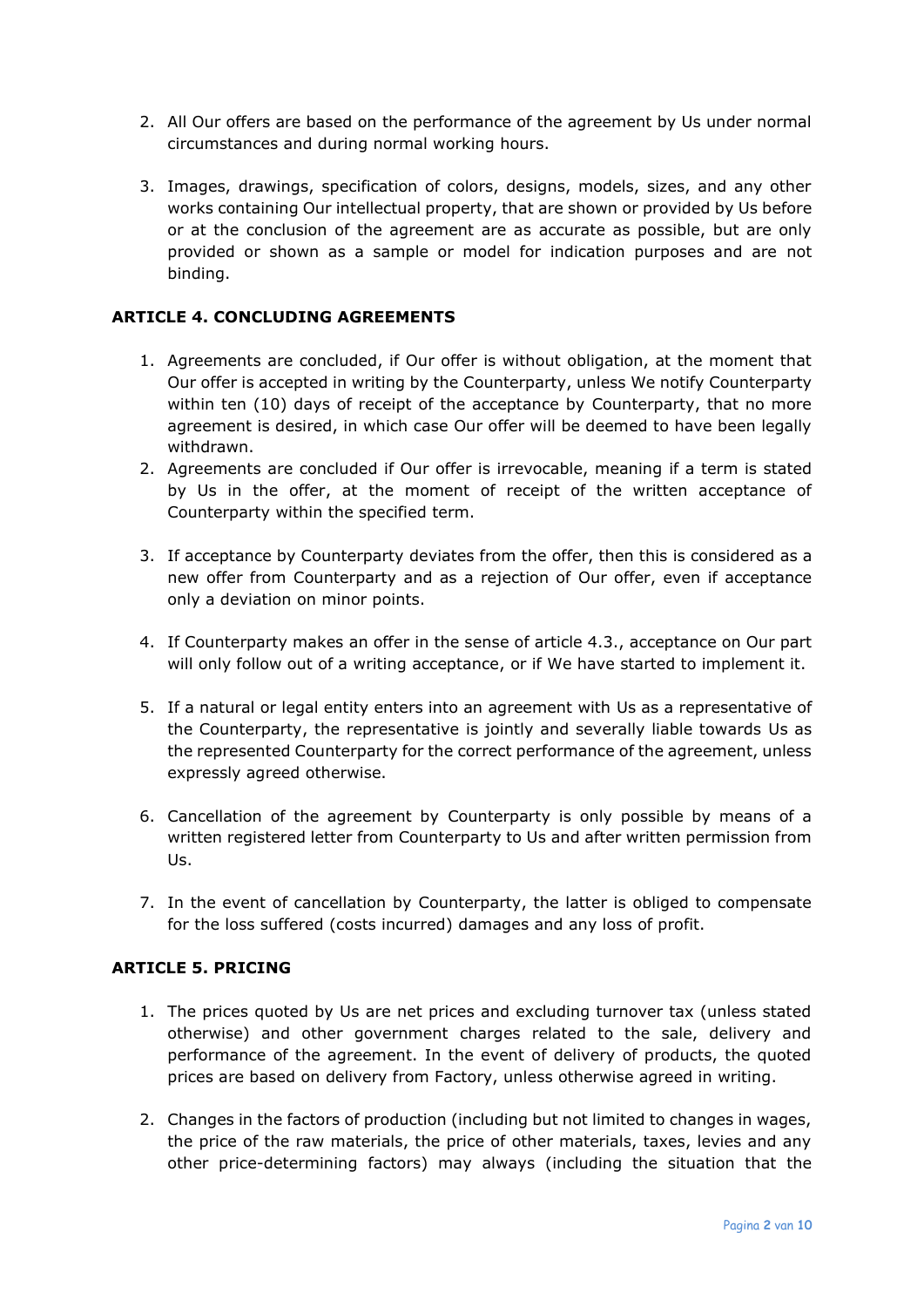2. All Our offers are based on the performance of the agreement by Us under normal circumstances and during normal working hours.

3. Images, drawings, specification of colors, designs, models, sizes, and any other works containing Our intellectual property, that are shown or provided by Us before or at the conclusion of the agreement are as accurate as possible, but are only provided or shown as a sample or model for indication purposes and are not binding.

### ARTICLE 4. CONCLUDING AGREEMENTS

1. Agreements are concluded, if Our offer is without obligation, at the moment that Our offer is accepted in writing by the Counterparty, unless We notify Counterparty within ten (10) days of receipt of the acceptance by Counterparty, that no more agreement is desired, in which case Our offer will be deemed to have been legally withdrawn.
2. Agreements are concluded if Our offer is irrevocable, meaning if a term is stated by Us in the offer, at the moment of receipt of the written acceptance of Counterparty within the specified term.

3. If acceptance by Counterparty deviates from the offer, then this is considered as a new offer from Counterparty and as a rejection of Our offer, even if acceptance only a deviation on minor points.

4. If Counterparty makes an offer in the sense of article 4.3., acceptance on Our part will only follow out of a writing acceptance, or if We have started to implement it.

5. If a natural or legal entity enters into an agreement with Us as a representative of the Counterparty, the representative is jointly and severally liable towards Us as the represented Counterparty for the correct performance of the agreement, unless expressly agreed otherwise.

6. Cancellation of the agreement by Counterparty is only possible by means of a written registered letter from Counterparty to Us and after written permission from Us.

7. In the event of cancellation by Counterparty, the latter is obliged to compensate for the loss suffered (costs incurred) damages and any loss of profit.

### ARTICLE 5. PRICING

1. The prices quoted by Us are net prices and excluding turnover tax (unless stated otherwise) and other government charges related to the sale, delivery and performance of the agreement. In the event of delivery of products, the quoted prices are based on delivery from Factory, unless otherwise agreed in writing.

2. Changes in the factors of production (including but not limited to changes in wages, the price of the raw materials, the price of other materials, taxes, levies and any other price-determining factors) may always (including the situation that the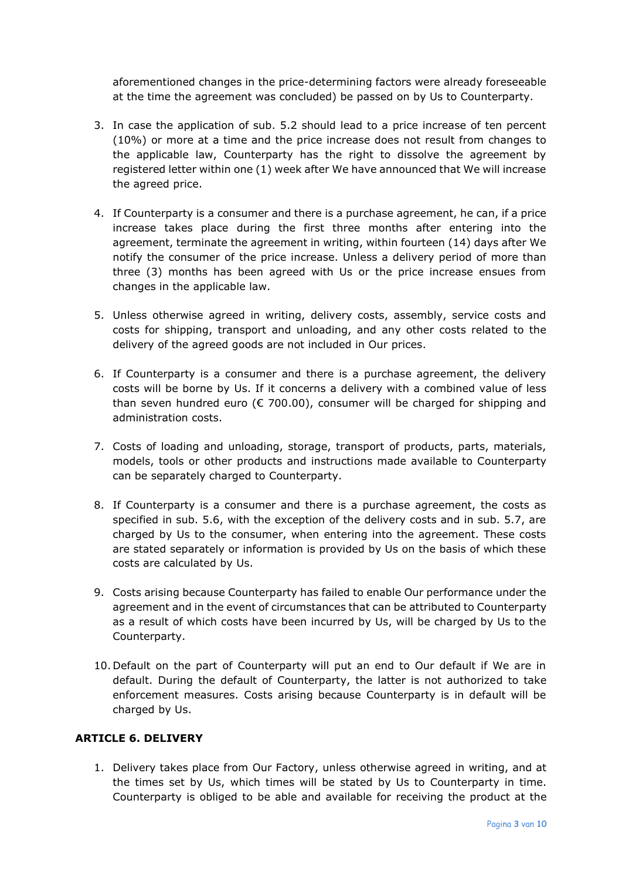aforementioned changes in the price-determining factors were already foreseeable at the time the agreement was concluded) be passed on by Us to Counterparty.

3. In case the application of sub. 5.2 should lead to a price increase of ten percent (10%) or more at a time and the price increase does not result from changes to the applicable law, Counterparty has the right to dissolve the agreement by registered letter within one (1) week after We have announced that We will increase the agreed price.

4. If Counterparty is a consumer and there is a purchase agreement, he can, if a price increase takes place during the first three months after entering into the agreement, terminate the agreement in writing, within fourteen (14) days after We notify the consumer of the price increase. Unless a delivery period of more than three (3) months has been agreed with Us or the price increase ensues from changes in the applicable law.

5. Unless otherwise agreed in writing, delivery costs, assembly, service costs and costs for shipping, transport and unloading, and any other costs related to the delivery of the agreed goods are not included in Our prices.

6. If Counterparty is a consumer and there is a purchase agreement, the delivery costs will be borne by Us. If it concerns a delivery with a combined value of less than seven hundred euro (€ 700.00), consumer will be charged for shipping and administration costs.

7. Costs of loading and unloading, storage, transport of products, parts, materials, models, tools or other products and instructions made available to Counterparty can be separately charged to Counterparty.

8. If Counterparty is a consumer and there is a purchase agreement, the costs as specified in sub. 5.6, with the exception of the delivery costs and in sub. 5.7, are charged by Us to the consumer, when entering into the agreement. These costs are stated separately or information is provided by Us on the basis of which these costs are calculated by Us.

9. Costs arising because Counterparty has failed to enable Our performance under the agreement and in the event of circumstances that can be attributed to Counterparty as a result of which costs have been incurred by Us, will be charged by Us to the Counterparty.

10. Default on the part of Counterparty will put an end to Our default if We are in default. During the default of Counterparty, the latter is not authorized to take enforcement measures. Costs arising because Counterparty is in default will be charged by Us.

## ARTICLE 6. DELIVERY

1. Delivery takes place from Our Factory, unless otherwise agreed in writing, and at the times set by Us, which times will be stated by Us to Counterparty in time. Counterparty is obliged to be able and available for receiving the product at the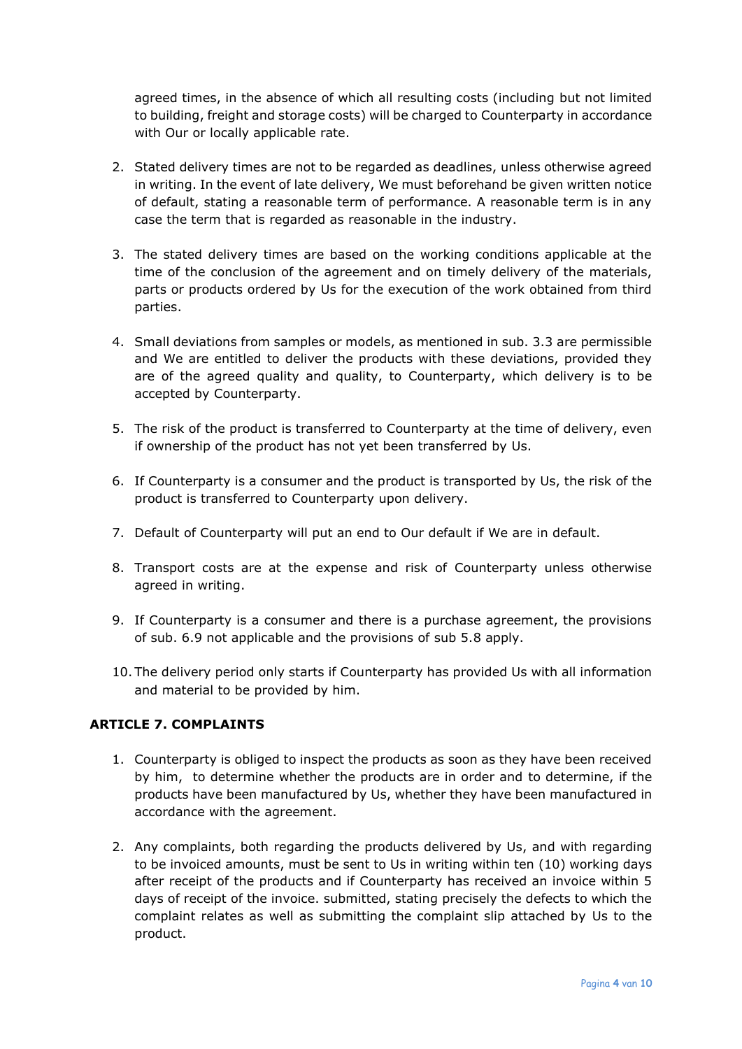agreed times, in the absence of which all resulting costs (including but not limited to building, freight and storage costs) will be charged to Counterparty in accordance with Our or locally applicable rate.

2. Stated delivery times are not to be regarded as deadlines, unless otherwise agreed in writing. In the event of late delivery, We must beforehand be given written notice of default, stating a reasonable term of performance. A reasonable term is in any case the term that is regarded as reasonable in the industry.

3. The stated delivery times are based on the working conditions applicable at the time of the conclusion of the agreement and on timely delivery of the materials, parts or products ordered by Us for the execution of the work obtained from third parties.

4. Small deviations from samples or models, as mentioned in sub. 3.3 are permissible and We are entitled to deliver the products with these deviations, provided they are of the agreed quality and quality, to Counterparty, which delivery is to be accepted by Counterparty.

5. The risk of the product is transferred to Counterparty at the time of delivery, even if ownership of the product has not yet been transferred by Us.

6. If Counterparty is a consumer and the product is transported by Us, the risk of the product is transferred to Counterparty upon delivery.

7. Default of Counterparty will put an end to Our default if We are in default.

8. Transport costs are at the expense and risk of Counterparty unless otherwise agreed in writing.

9. If Counterparty is a consumer and there is a purchase agreement, the provisions of sub. 6.9 not applicable and the provisions of sub 5.8 apply.

10. The delivery period only starts if Counterparty has provided Us with all information and material to be provided by him.

### ARTICLE 7. COMPLAINTS

1. Counterparty is obliged to inspect the products as soon as they have been received by him, to determine whether the products are in order and to determine, if the products have been manufactured by Us, whether they have been manufactured in accordance with the agreement.

2. Any complaints, both regarding the products delivered by Us, and with regarding to be invoiced amounts, must be sent to Us in writing within ten (10) working days after receipt of the products and if Counterparty has received an invoice within 5 days of receipt of the invoice. submitted, stating precisely the defects to which the complaint relates as well as submitting the complaint slip attached by Us to the product.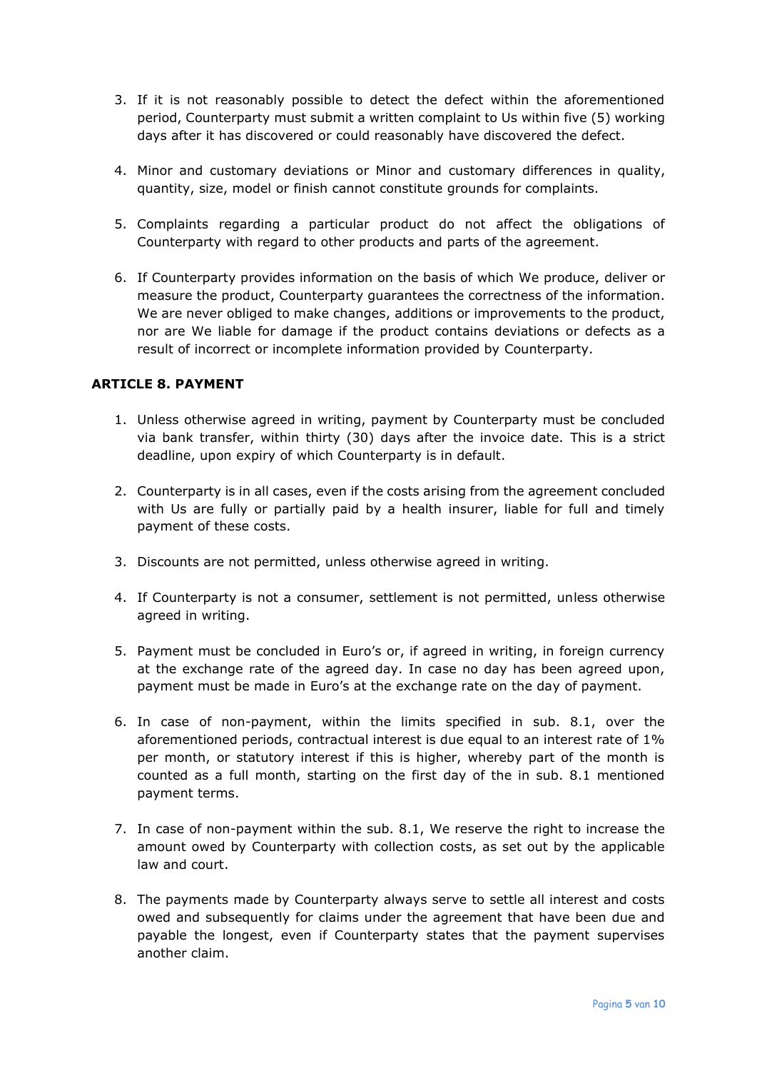3. If it is not reasonably possible to detect the defect within the aforementioned period, Counterparty must submit a written complaint to Us within five (5) working days after it has discovered or could reasonably have discovered the defect.

4. Minor and customary deviations or Minor and customary differences in quality, quantity, size, model or finish cannot constitute grounds for complaints.

5. Complaints regarding a particular product do not affect the obligations of Counterparty with regard to other products and parts of the agreement.

6. If Counterparty provides information on the basis of which We produce, deliver or measure the product, Counterparty guarantees the correctness of the information. We are never obliged to make changes, additions or improvements to the product, nor are We liable for damage if the product contains deviations or defects as a result of incorrect or incomplete information provided by Counterparty.

**ARTICLE 8. PAYMENT**

1. Unless otherwise agreed in writing, payment by Counterparty must be concluded via bank transfer, within thirty (30) days after the invoice date. This is a strict deadline, upon expiry of which Counterparty is in default.

2. Counterparty is in all cases, even if the costs arising from the agreement concluded with Us are fully or partially paid by a health insurer, liable for full and timely payment of these costs.

3. Discounts are not permitted, unless otherwise agreed in writing.

4. If Counterparty is not a consumer, settlement is not permitted, unless otherwise agreed in writing.

5. Payment must be concluded in Euro's or, if agreed in writing, in foreign currency at the exchange rate of the agreed day. In case no day has been agreed upon, payment must be made in Euro's at the exchange rate on the day of payment.

6. In case of non-payment, within the limits specified in sub. 8.1, over the aforementioned periods, contractual interest is due equal to an interest rate of 1% per month, or statutory interest if this is higher, whereby part of the month is counted as a full month, starting on the first day of the in sub. 8.1 mentioned payment terms.

7. In case of non-payment within the sub. 8.1, We reserve the right to increase the amount owed by Counterparty with collection costs, as set out by the applicable law and court.

8. The payments made by Counterparty always serve to settle all interest and costs owed and subsequently for claims under the agreement that have been due and payable the longest, even if Counterparty states that the payment supervises another claim.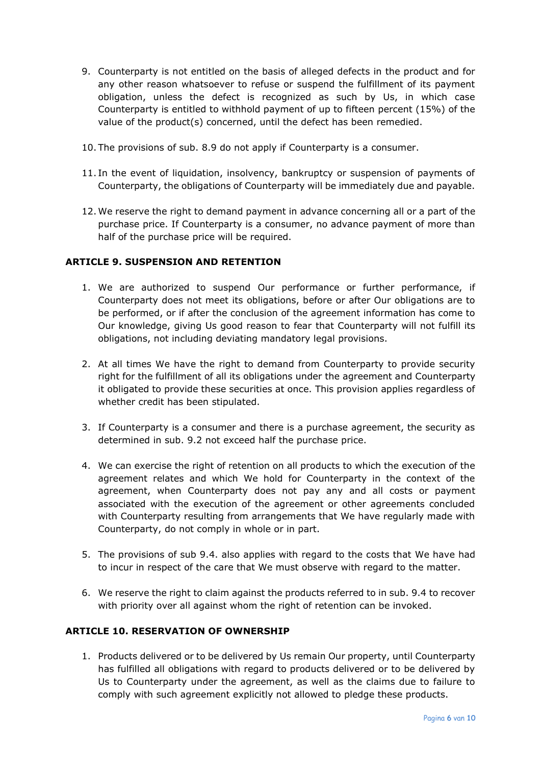9. Counterparty is not entitled on the basis of alleged defects in the product and for any other reason whatsoever to refuse or suspend the fulfillment of its payment obligation, unless the defect is recognized as such by Us, in which case Counterparty is entitled to withhold payment of up to fifteen percent (15%) of the value of the product(s) concerned, until the defect has been remedied.

10. The provisions of sub. 8.9 do not apply if Counterparty is a consumer.

11. In the event of liquidation, insolvency, bankruptcy or suspension of payments of Counterparty, the obligations of Counterparty will be immediately due and payable.

12. We reserve the right to demand payment in advance concerning all or a part of the purchase price. If Counterparty is a consumer, no advance payment of more than half of the purchase price will be required.

### ARTICLE 9. SUSPENSION AND RETENTION

1. We are authorized to suspend Our performance or further performance, if Counterparty does not meet its obligations, before or after Our obligations are to be performed, or if after the conclusion of the agreement information has come to Our knowledge, giving Us good reason to fear that Counterparty will not fulfill its obligations, not including deviating mandatory legal provisions.

2. At all times We have the right to demand from Counterparty to provide security right for the fulfillment of all its obligations under the agreement and Counterparty it obligated to provide these securities at once. This provision applies regardless of whether credit has been stipulated.

3. If Counterparty is a consumer and there is a purchase agreement, the security as determined in sub. 9.2 not exceed half the purchase price.

4. We can exercise the right of retention on all products to which the execution of the agreement relates and which We hold for Counterparty in the context of the agreement, when Counterparty does not pay any and all costs or payment associated with the execution of the agreement or other agreements concluded with Counterparty resulting from arrangements that We have regularly made with Counterparty, do not comply in whole or in part.

5. The provisions of sub 9.4. also applies with regard to the costs that We have had to incur in respect of the care that We must observe with regard to the matter.

6. We reserve the right to claim against the products referred to in sub. 9.4 to recover with priority over all against whom the right of retention can be invoked.

### ARTICLE 10. RESERVATION OF OWNERSHIP

1. Products delivered or to be delivered by Us remain Our property, until Counterparty has fulfilled all obligations with regard to products delivered or to be delivered by Us to Counterparty under the agreement, as well as the claims due to failure to comply with such agreement explicitly not allowed to pledge these products.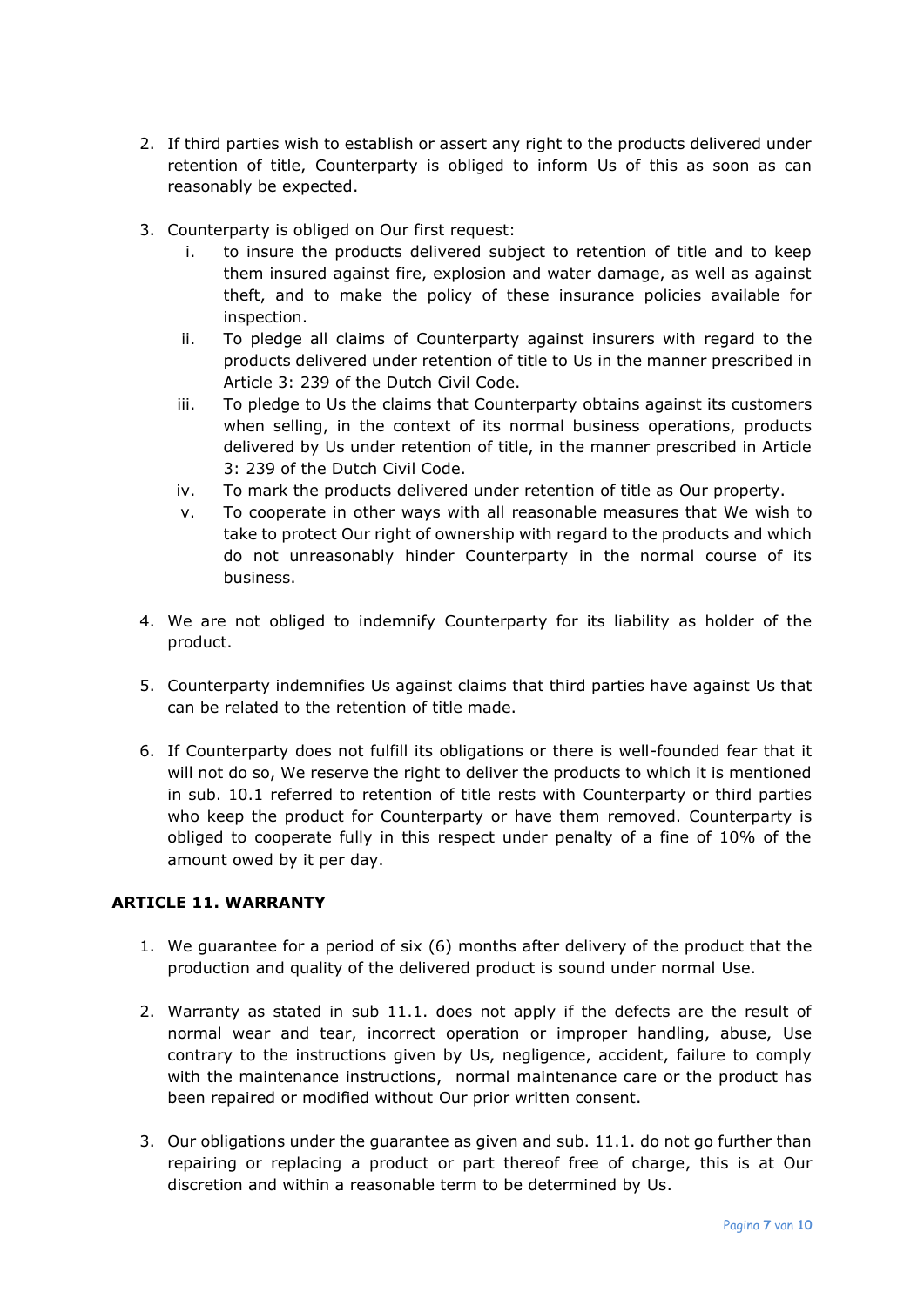2. If third parties wish to establish or assert any right to the products delivered under retention of title, Counterparty is obliged to inform Us of this as soon as can reasonably be expected.

3. Counterparty is obliged on Our first request:
   i. to insure the products delivered subject to retention of title and to keep them insured against fire, explosion and water damage, as well as against theft, and to make the policy of these insurance policies available for inspection.
   ii. To pledge all claims of Counterparty against insurers with regard to the products delivered under retention of title to Us in the manner prescribed in Article 3: 239 of the Dutch Civil Code.
   iii. To pledge to Us the claims that Counterparty obtains against its customers when selling, in the context of its normal business operations, products delivered by Us under retention of title, in the manner prescribed in Article 3: 239 of the Dutch Civil Code.
   iv. To mark the products delivered under retention of title as Our property.
   v. To cooperate in other ways with all reasonable measures that We wish to take to protect Our right of ownership with regard to the products and which do not unreasonably hinder Counterparty in the normal course of its business.

4. We are not obliged to indemnify Counterparty for its liability as holder of the product.

5. Counterparty indemnifies Us against claims that third parties have against Us that can be related to the retention of title made.

6. If Counterparty does not fulfill its obligations or there is well-founded fear that it will not do so, We reserve the right to deliver the products to which it is mentioned in sub. 10.1 referred to retention of title rests with Counterparty or third parties who keep the product for Counterparty or have them removed. Counterparty is obliged to cooperate fully in this respect under penalty of a fine of 10% of the amount owed by it per day.

**ARTICLE 11. WARRANTY**

1. We guarantee for a period of six (6) months after delivery of the product that the production and quality of the delivered product is sound under normal Use.

2. Warranty as stated in sub 11.1. does not apply if the defects are the result of normal wear and tear, incorrect operation or improper handling, abuse, Use contrary to the instructions given by Us, negligence, accident, failure to comply with the maintenance instructions, normal maintenance care or the product has been repaired or modified without Our prior written consent.

3. Our obligations under the guarantee as given and sub. 11.1. do not go further than repairing or replacing a product or part thereof free of charge, this is at Our discretion and within a reasonable term to be determined by Us.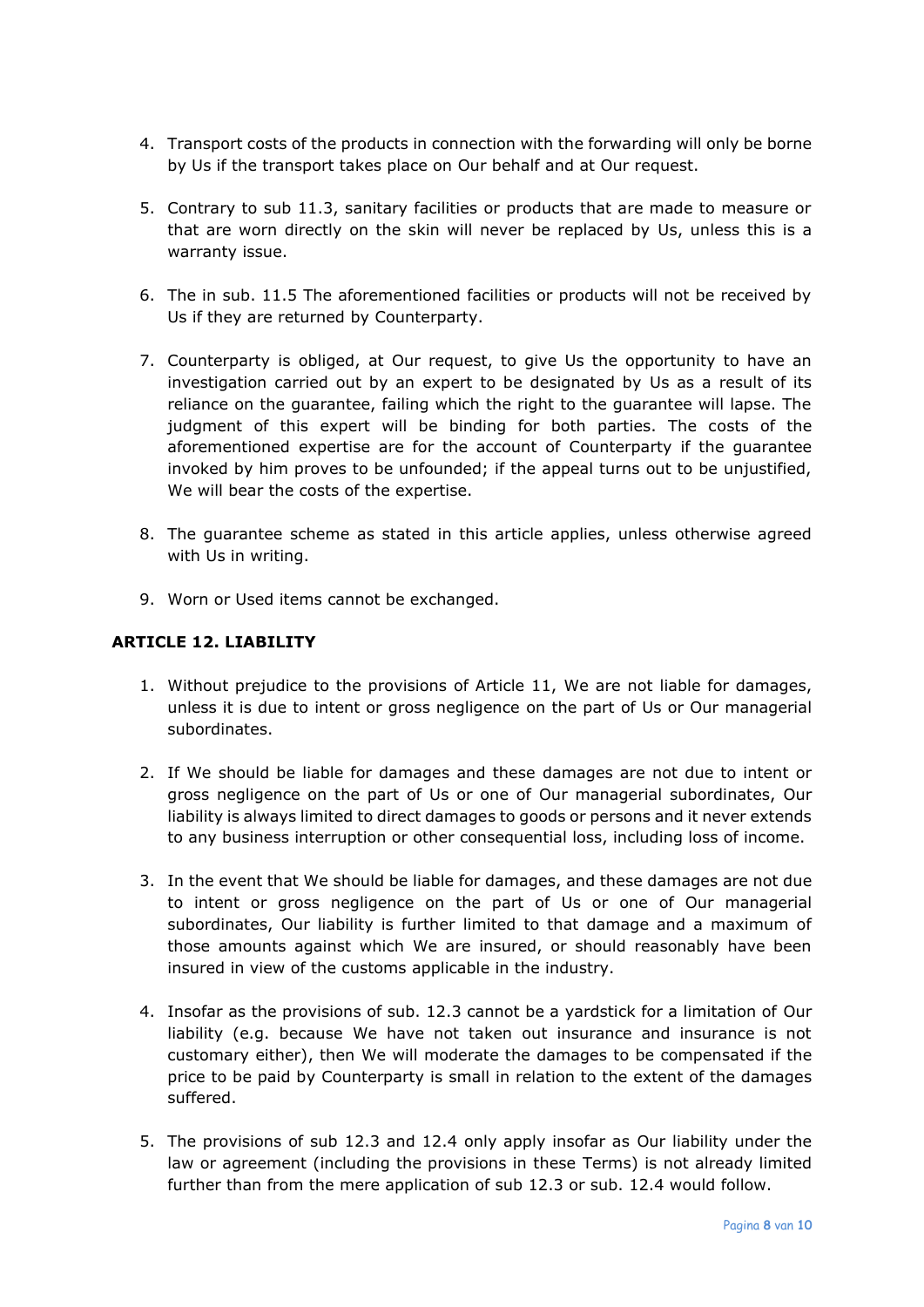4. Transport costs of the products in connection with the forwarding will only be borne by Us if the transport takes place on Our behalf and at Our request.

5. Contrary to sub 11.3, sanitary facilities or products that are made to measure or that are worn directly on the skin will never be replaced by Us, unless this is a warranty issue.

6. The in sub. 11.5 The aforementioned facilities or products will not be received by Us if they are returned by Counterparty.

7. Counterparty is obliged, at Our request, to give Us the opportunity to have an investigation carried out by an expert to be designated by Us as a result of its reliance on the guarantee, failing which the right to the guarantee will lapse. The judgment of this expert will be binding for both parties. The costs of the aforementioned expertise are for the account of Counterparty if the guarantee invoked by him proves to be unfounded; if the appeal turns out to be unjustified, We will bear the costs of the expertise.

8. The guarantee scheme as stated in this article applies, unless otherwise agreed with Us in writing.

9. Worn or Used items cannot be exchanged.

### ARTICLE 12. LIABILITY

1. Without prejudice to the provisions of Article 11, We are not liable for damages, unless it is due to intent or gross negligence on the part of Us or Our managerial subordinates.

2. If We should be liable for damages and these damages are not due to intent or gross negligence on the part of Us or one of Our managerial subordinates, Our liability is always limited to direct damages to goods or persons and it never extends to any business interruption or other consequential loss, including loss of income.

3. In the event that We should be liable for damages, and these damages are not due to intent or gross negligence on the part of Us or one of Our managerial subordinates, Our liability is further limited to that damage and a maximum of those amounts against which We are insured, or should reasonably have been insured in view of the customs applicable in the industry.

4. Insofar as the provisions of sub. 12.3 cannot be a yardstick for a limitation of Our liability (e.g. because We have not taken out insurance and insurance is not customary either), then We will moderate the damages to be compensated if the price to be paid by Counterparty is small in relation to the extent of the damages suffered.

5. The provisions of sub 12.3 and 12.4 only apply insofar as Our liability under the law or agreement (including the provisions in these Terms) is not already limited further than from the mere application of sub 12.3 or sub. 12.4 would follow.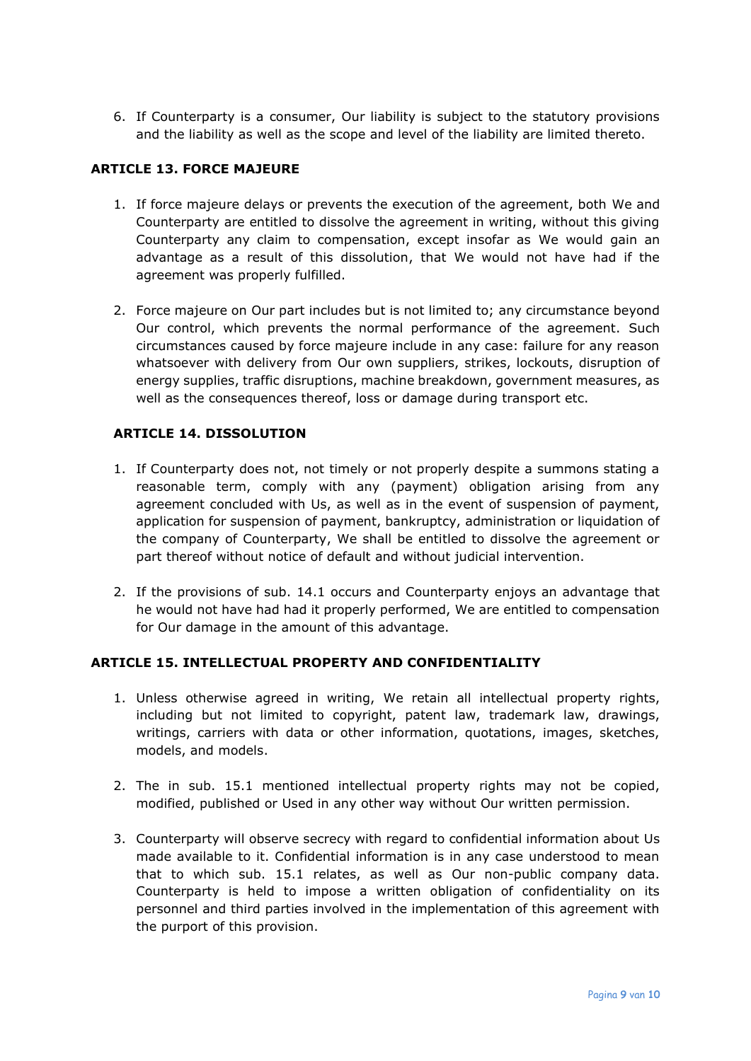6. If Counterparty is a consumer, Our liability is subject to the statutory provisions and the liability as well as the scope and level of the liability are limited thereto.

## ARTICLE 13. FORCE MAJEURE

1. If force majeure delays or prevents the execution of the agreement, both We and Counterparty are entitled to dissolve the agreement in writing, without this giving Counterparty any claim to compensation, except insofar as We would gain an advantage as a result of this dissolution, that We would not have had if the agreement was properly fulfilled.

2. Force majeure on Our part includes but is not limited to; any circumstance beyond Our control, which prevents the normal performance of the agreement. Such circumstances caused by force majeure include in any case: failure for any reason whatsoever with delivery from Our own suppliers, strikes, lockouts, disruption of energy supplies, traffic disruptions, machine breakdown, government measures, as well as the consequences thereof, loss or damage during transport etc.

## ARTICLE 14. DISSOLUTION

1. If Counterparty does not, not timely or not properly despite a summons stating a reasonable term, comply with any (payment) obligation arising from any agreement concluded with Us, as well as in the event of suspension of payment, application for suspension of payment, bankruptcy, administration or liquidation of the company of Counterparty, We shall be entitled to dissolve the agreement or part thereof without notice of default and without judicial intervention.

2. If the provisions of sub. 14.1 occurs and Counterparty enjoys an advantage that he would not have had had it properly performed, We are entitled to compensation for Our damage in the amount of this advantage.

## ARTICLE 15. INTELLECTUAL PROPERTY AND CONFIDENTIALITY

1. Unless otherwise agreed in writing, We retain all intellectual property rights, including but not limited to copyright, patent law, trademark law, drawings, writings, carriers with data or other information, quotations, images, sketches, models, and models.

2. The in sub. 15.1 mentioned intellectual property rights may not be copied, modified, published or Used in any other way without Our written permission.

3. Counterparty will observe secrecy with regard to confidential information about Us made available to it. Confidential information is in any case understood to mean that to which sub. 15.1 relates, as well as Our non-public company data. Counterparty is held to impose a written obligation of confidentiality on its personnel and third parties involved in the implementation of this agreement with the purport of this provision.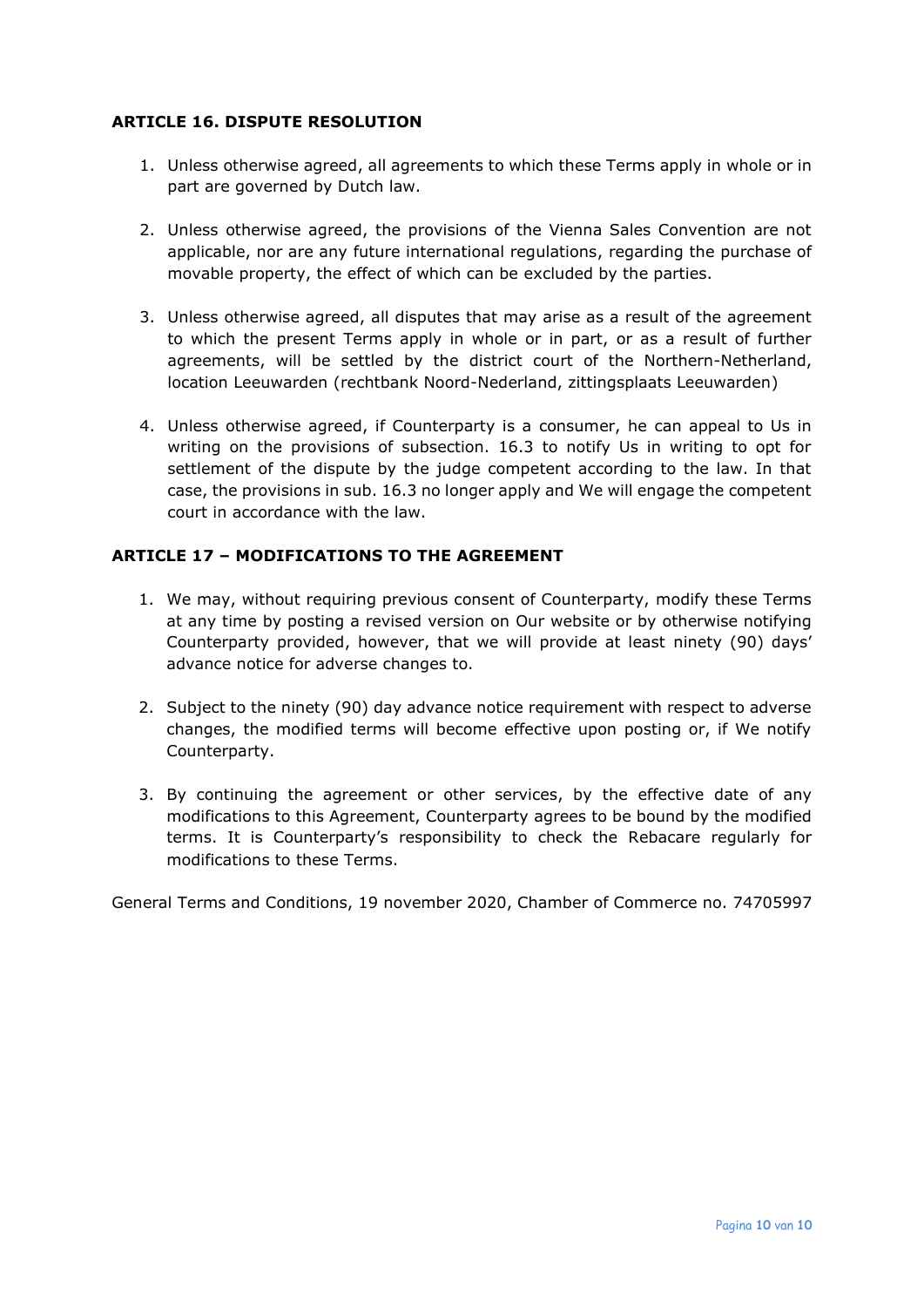**ARTICLE 16. DISPUTE RESOLUTION**

1. Unless otherwise agreed, all agreements to which these Terms apply in whole or in part are governed by Dutch law.

2. Unless otherwise agreed, the provisions of the Vienna Sales Convention are not applicable, nor are any future international regulations, regarding the purchase of movable property, the effect of which can be excluded by the parties.

3. Unless otherwise agreed, all disputes that may arise as a result of the agreement to which the present Terms apply in whole or in part, or as a result of further agreements, will be settled by the district court of the Northern-Netherland, location Leeuwarden (rechtbank Noord-Nederland, zittingsplaats Leeuwarden)

4. Unless otherwise agreed, if Counterparty is a consumer, he can appeal to Us in writing on the provisions of subsection. 16.3 to notify Us in writing to opt for settlement of the dispute by the judge competent according to the law. In that case, the provisions in sub. 16.3 no longer apply and We will engage the competent court in accordance with the law.

**ARTICLE 17 – MODIFICATIONS TO THE AGREEMENT**

1. We may, without requiring previous consent of Counterparty, modify these Terms at any time by posting a revised version on Our website or by otherwise notifying Counterparty provided, however, that we will provide at least ninety (90) days' advance notice for adverse changes to.

2. Subject to the ninety (90) day advance notice requirement with respect to adverse changes, the modified terms will become effective upon posting or, if We notify Counterparty.

3. By continuing the agreement or other services, by the effective date of any modifications to this Agreement, Counterparty agrees to be bound by the modified terms. It is Counterparty's responsibility to check the Rebacare regularly for modifications to these Terms.

General Terms and Conditions, 19 november 2020, Chamber of Commerce no. 74705997